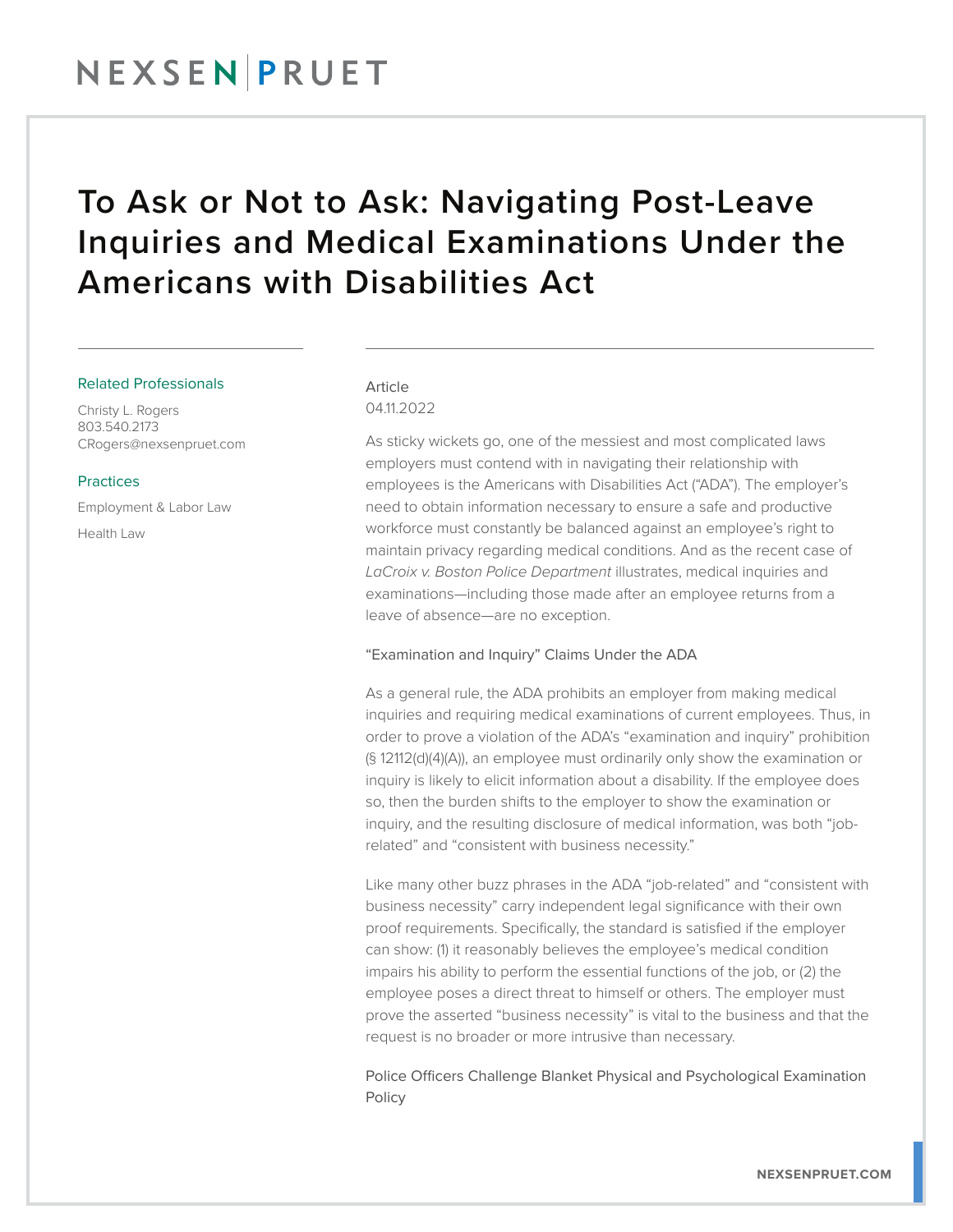# To Ask or Not to Ask: Navigating Post-Leave Inquiries and Medical Examinations Under the Americans with Disabilities Act

Related Professionals

Christy L. Rogers
803.540.2173
CRogers@nexsenpruet.com

Practices

Employment & Labor Law

Health Law

Article
04.11.2022

As sticky wickets go, one of the messiest and most complicated laws employers must contend with in navigating their relationship with employees is the Americans with Disabilities Act ("ADA"). The employer's need to obtain information necessary to ensure a safe and productive workforce must constantly be balanced against an employee's right to maintain privacy regarding medical conditions. And as the recent case of *LaCroix v. Boston Police Department* illustrates, medical inquiries and examinations—including those made after an employee returns from a leave of absence—are no exception.

## "Examination and Inquiry" Claims Under the ADA

As a general rule, the ADA prohibits an employer from making medical inquiries and requiring medical examinations of current employees. Thus, in order to prove a violation of the ADA's "examination and inquiry" prohibition (§ 12112(d)(4)(A)), an employee must ordinarily only show the examination or inquiry is likely to elicit information about a disability. If the employee does so, then the burden shifts to the employer to show the examination or inquiry, and the resulting disclosure of medical information, was both "job-related" and "consistent with business necessity."

Like many other buzz phrases in the ADA "job-related" and "consistent with business necessity" carry independent legal significance with their own proof requirements. Specifically, the standard is satisfied if the employer can show: (1) it reasonably believes the employee's medical condition impairs his ability to perform the essential functions of the job, or (2) the employee poses a direct threat to himself or others. The employer must prove the asserted "business necessity" is vital to the business and that the request is no broader or more intrusive than necessary.

## Police Officers Challenge Blanket Physical and Psychological Examination Policy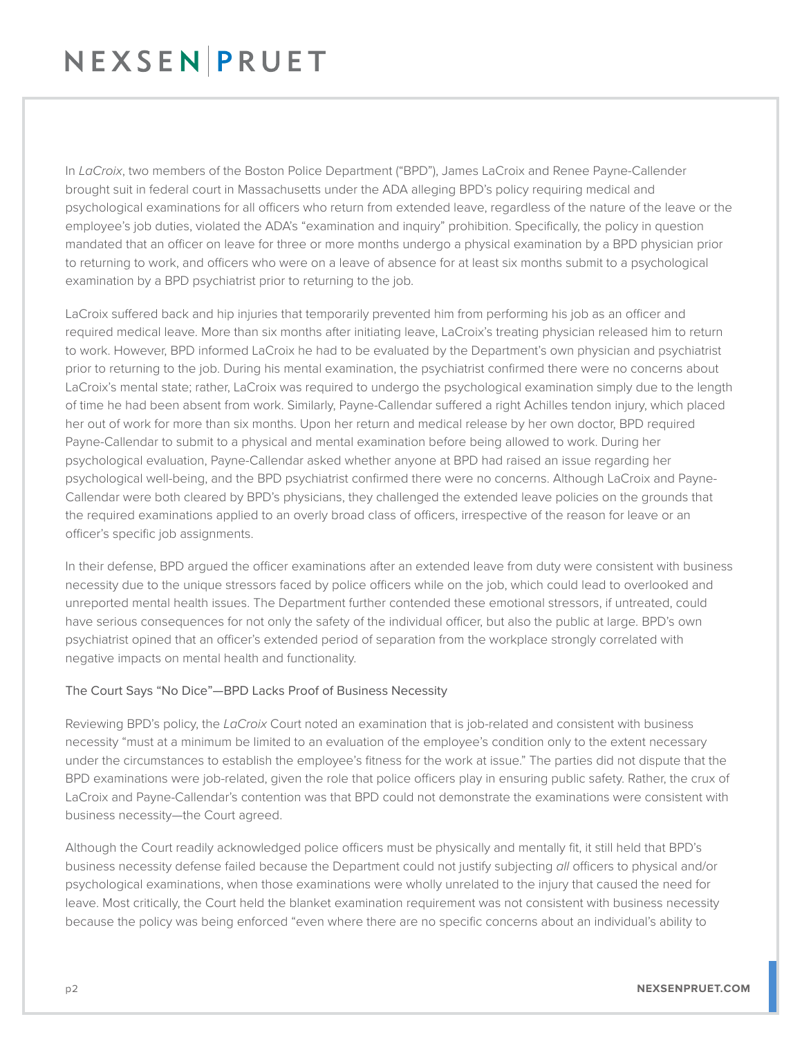In *LaCroix*, two members of the Boston Police Department ("BPD"), James LaCroix and Renee Payne-Callender brought suit in federal court in Massachusetts under the ADA alleging BPD's policy requiring medical and psychological examinations for all officers who return from extended leave, regardless of the nature of the leave or the employee's job duties, violated the ADA's "examination and inquiry" prohibition. Specifically, the policy in question mandated that an officer on leave for three or more months undergo a physical examination by a BPD physician prior to returning to work, and officers who were on a leave of absence for at least six months submit to a psychological examination by a BPD psychiatrist prior to returning to the job.

LaCroix suffered back and hip injuries that temporarily prevented him from performing his job as an officer and required medical leave. More than six months after initiating leave, LaCroix's treating physician released him to return to work. However, BPD informed LaCroix he had to be evaluated by the Department's own physician and psychiatrist prior to returning to the job. During his mental examination, the psychiatrist confirmed there were no concerns about LaCroix's mental state; rather, LaCroix was required to undergo the psychological examination simply due to the length of time he had been absent from work. Similarly, Payne-Callendar suffered a right Achilles tendon injury, which placed her out of work for more than six months. Upon her return and medical release by her own doctor, BPD required Payne-Callendar to submit to a physical and mental examination before being allowed to work. During her psychological evaluation, Payne-Callendar asked whether anyone at BPD had raised an issue regarding her psychological well-being, and the BPD psychiatrist confirmed there were no concerns. Although LaCroix and Payne-Callendar were both cleared by BPD's physicians, they challenged the extended leave policies on the grounds that the required examinations applied to an overly broad class of officers, irrespective of the reason for leave or an officer's specific job assignments.

In their defense, BPD argued the officer examinations after an extended leave from duty were consistent with business necessity due to the unique stressors faced by police officers while on the job, which could lead to overlooked and unreported mental health issues. The Department further contended these emotional stressors, if untreated, could have serious consequences for not only the safety of the individual officer, but also the public at large. BPD's own psychiatrist opined that an officer's extended period of separation from the workplace strongly correlated with negative impacts on mental health and functionality.

## The Court Says "No Dice"—BPD Lacks Proof of Business Necessity

Reviewing BPD's policy, the *LaCroix* Court noted an examination that is job-related and consistent with business necessity "must at a minimum be limited to an evaluation of the employee's condition only to the extent necessary under the circumstances to establish the employee's fitness for the work at issue." The parties did not dispute that the BPD examinations were job-related, given the role that police officers play in ensuring public safety. Rather, the crux of LaCroix and Payne-Callendar's contention was that BPD could not demonstrate the examinations were consistent with business necessity—the Court agreed.

Although the Court readily acknowledged police officers must be physically and mentally fit, it still held that BPD's business necessity defense failed because the Department could not justify subjecting *all* officers to physical and/or psychological examinations, when those examinations were wholly unrelated to the injury that caused the need for leave. Most critically, the Court held the blanket examination requirement was not consistent with business necessity because the policy was being enforced "even where there are no specific concerns about an individual's ability to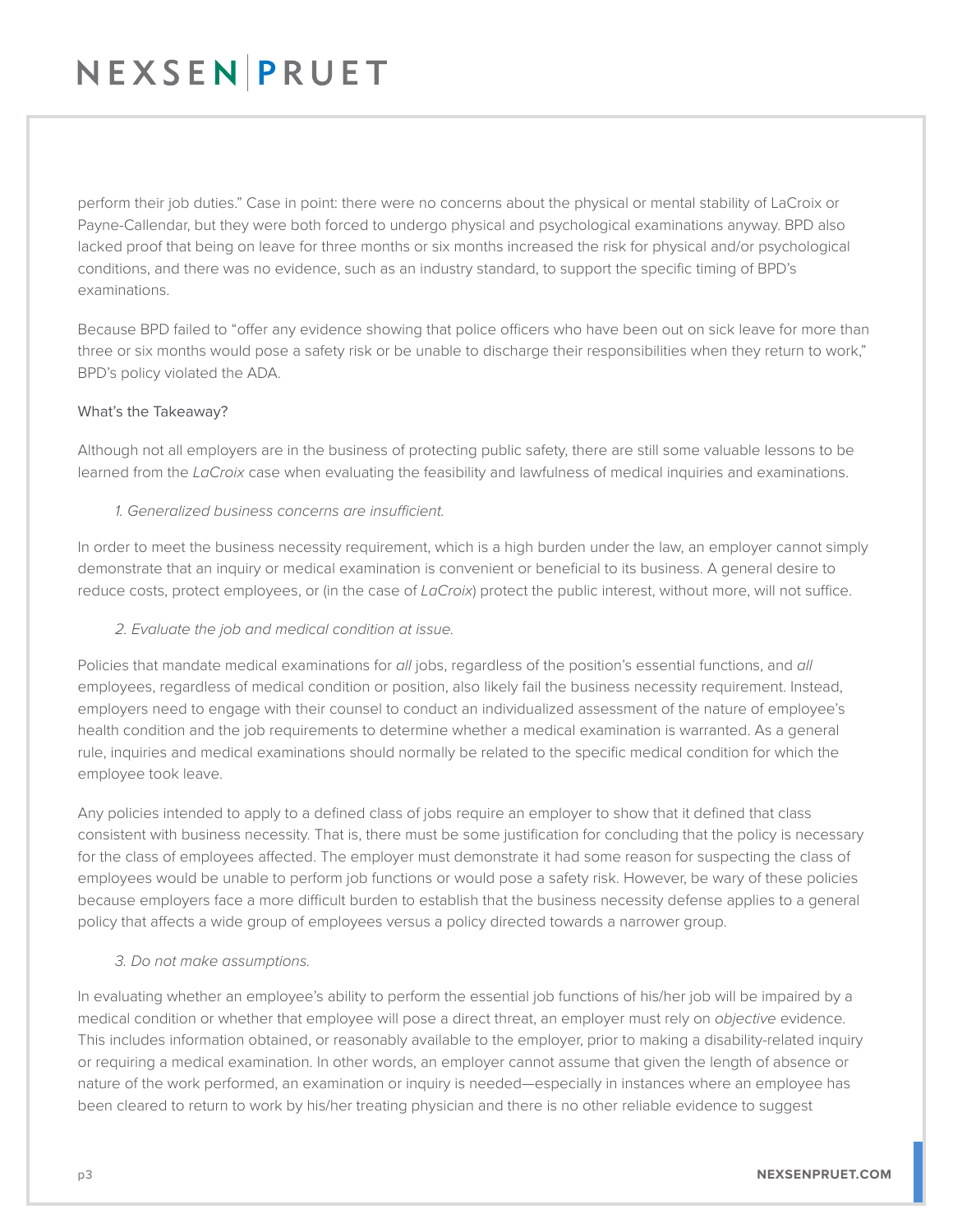perform their job duties." Case in point: there were no concerns about the physical or mental stability of LaCroix or Payne-Callendar, but they were both forced to undergo physical and psychological examinations anyway. BPD also lacked proof that being on leave for three months or six months increased the risk for physical and/or psychological conditions, and there was no evidence, such as an industry standard, to support the specific timing of BPD's examinations.

Because BPD failed to "offer any evidence showing that police officers who have been out on sick leave for more than three or six months would pose a safety risk or be unable to discharge their responsibilities when they return to work," BPD's policy violated the ADA.

### What's the Takeaway?

Although not all employers are in the business of protecting public safety, there are still some valuable lessons to be learned from the *LaCroix* case when evaluating the feasibility and lawfulness of medical inquiries and examinations.

*1. Generalized business concerns are insufficient.*

In order to meet the business necessity requirement, which is a high burden under the law, an employer cannot simply demonstrate that an inquiry or medical examination is convenient or beneficial to its business. A general desire to reduce costs, protect employees, or (in the case of *LaCroix*) protect the public interest, without more, will not suffice.

*2. Evaluate the job and medical condition at issue.*

Policies that mandate medical examinations for *all* jobs, regardless of the position's essential functions, and *all* employees, regardless of medical condition or position, also likely fail the business necessity requirement. Instead, employers need to engage with their counsel to conduct an individualized assessment of the nature of employee's health condition and the job requirements to determine whether a medical examination is warranted. As a general rule, inquiries and medical examinations should normally be related to the specific medical condition for which the employee took leave.

Any policies intended to apply to a defined class of jobs require an employer to show that it defined that class consistent with business necessity. That is, there must be some justification for concluding that the policy is necessary for the class of employees affected. The employer must demonstrate it had some reason for suspecting the class of employees would be unable to perform job functions or would pose a safety risk. However, be wary of these policies because employers face a more difficult burden to establish that the business necessity defense applies to a general policy that affects a wide group of employees versus a policy directed towards a narrower group.

*3. Do not make assumptions.*

In evaluating whether an employee's ability to perform the essential job functions of his/her job will be impaired by a medical condition or whether that employee will pose a direct threat, an employer must rely on *objective* evidence. This includes information obtained, or reasonably available to the employer, prior to making a disability-related inquiry or requiring a medical examination. In other words, an employer cannot assume that given the length of absence or nature of the work performed, an examination or inquiry is needed—especially in instances where an employee has been cleared to return to work by his/her treating physician and there is no other reliable evidence to suggest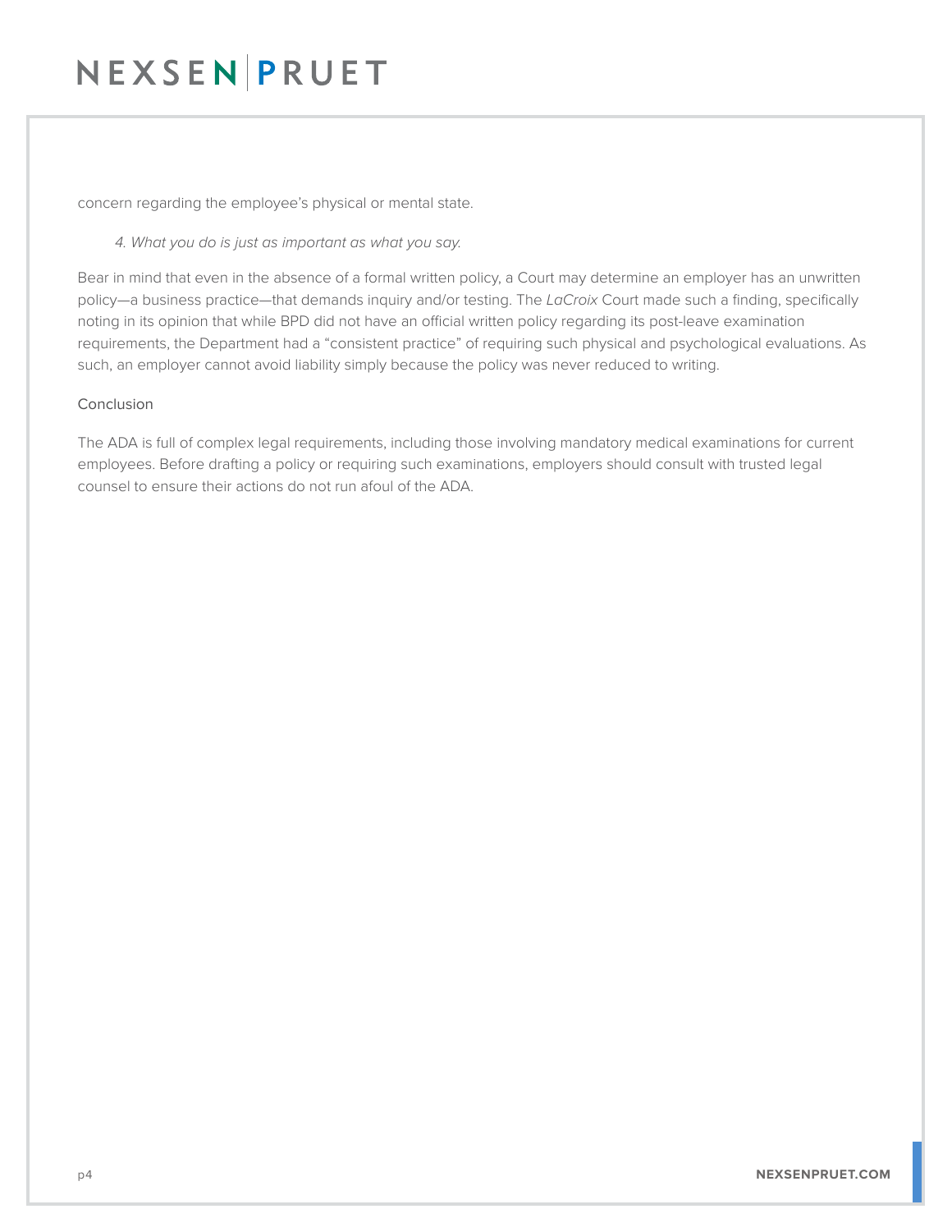concern regarding the employee's physical or mental state.

*4. What you do is just as important as what you say.*

Bear in mind that even in the absence of a formal written policy, a Court may determine an employer has an unwritten policy—a business practice—that demands inquiry and/or testing. The *LaCroix* Court made such a finding, specifically noting in its opinion that while BPD did not have an official written policy regarding its post-leave examination requirements, the Department had a "consistent practice" of requiring such physical and psychological evaluations. As such, an employer cannot avoid liability simply because the policy was never reduced to writing.

## Conclusion

The ADA is full of complex legal requirements, including those involving mandatory medical examinations for current employees. Before drafting a policy or requiring such examinations, employers should consult with trusted legal counsel to ensure their actions do not run afoul of the ADA.